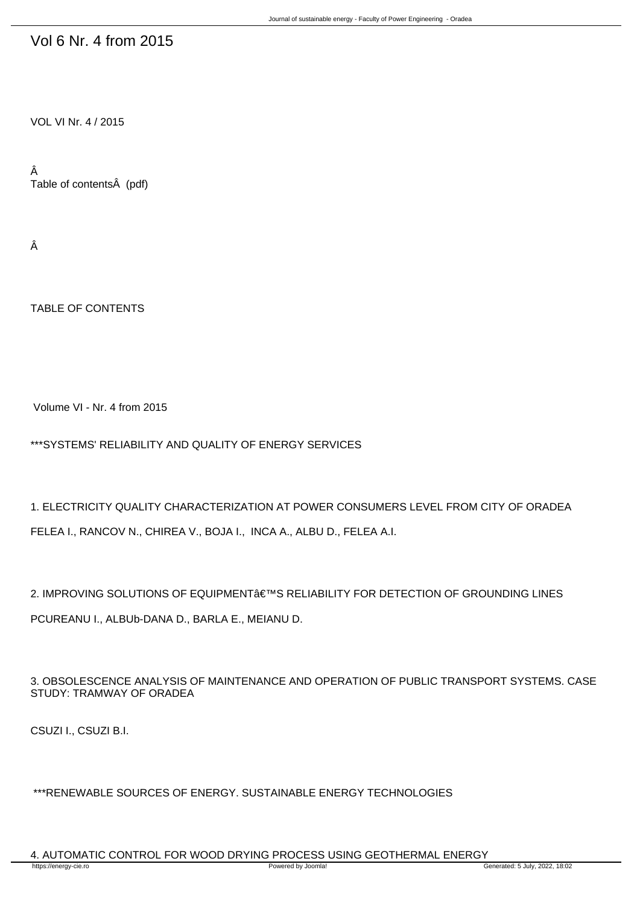# Vol 6 Nr. 4 from 2015

VOL VI Nr. 4 / 2015

Â
Table of contentsÂ  (pdf)

Â

TABLE OF CONTENTS

Volume VI - Nr. 4 from 2015

***SYSTEMS' RELIABILITY AND QUALITY OF ENERGY SERVICES

1. ELECTRICITY QUALITY CHARACTERIZATION AT POWER CONSUMERS LEVEL FROM CITY OF ORADEA

FELEA I., RANCOV N., CHIREA V., BOJA I., INCA A., ALBU D., FELEA A.I.

2. IMPROVING SOLUTIONS OF EQUIPMENTâ€™S RELIABILITY FOR DETECTION OF GROUNDING LINES

PCUREANU I., ALBUb-DANA D., BARLA E., MEIANU D.

3. OBSOLESCENCE ANALYSIS OF MAINTENANCE AND OPERATION OF PUBLIC TRANSPORT SYSTEMS. CASE STUDY: TRAMWAY OF ORADEA

CSUZI I., CSUZI B.I.

***RENEWABLE SOURCES OF ENERGY. SUSTAINABLE ENERGY TECHNOLOGIES

4. AUTOMATIC CONTROL FOR WOOD DRYING PROCESS USING GEOTHERMAL ENERGY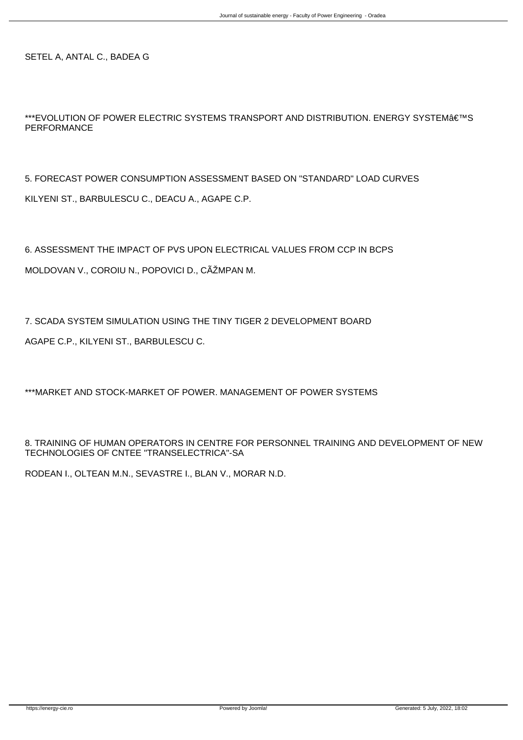SETEL A, ANTAL C., BADEA G

***EVOLUTION OF POWER ELECTRIC SYSTEMS TRANSPORT AND DISTRIBUTION. ENERGY SYSTEMâ€™S PERFORMANCE

5. FORECAST POWER CONSUMPTION ASSESSMENT BASED ON "STANDARD" LOAD CURVES

KILYENI ST., BARBULESCU C., DEACU A., AGAPE C.P.

6. ASSESSMENT THE IMPACT OF PVS UPON ELECTRICAL VALUES FROM CCP IN BCPS

MOLDOVAN V., COROIU N., POPOVICI D., CÃŽMPAN M.

7. SCADA SYSTEM SIMULATION USING THE TINY TIGER 2 DEVELOPMENT BOARD

AGAPE C.P., KILYENI ST., BARBULESCU C.

***MARKET AND STOCK-MARKET OF POWER. MANAGEMENT OF POWER SYSTEMS

8. TRAINING OF HUMAN OPERATORS IN CENTRE FOR PERSONNEL TRAINING AND DEVELOPMENT OF NEW TECHNOLOGIES OF CNTEE "TRANSELECTRICA"-SA

RODEAN I., OLTEAN M.N., SEVASTRE I., BLAN V., MORAR N.D.